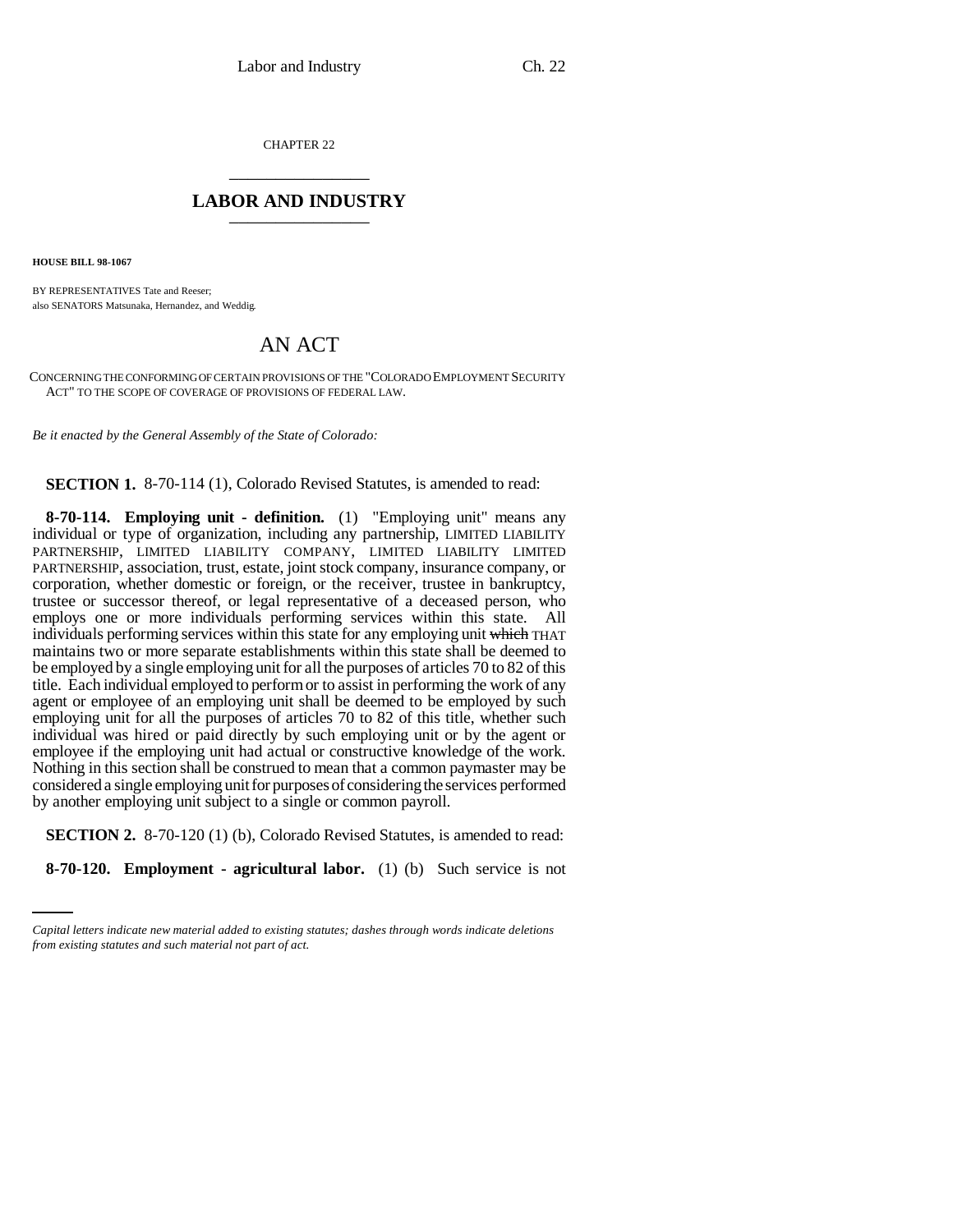CHAPTER 22

# LABOR AND INDUSTRY

**HOUSE BILL 98-1067**

BY REPRESENTATIVES Tate and Reeser;
also SENATORS Matsunaka, Hernandez, and Weddig.

## AN ACT

CONCERNING THE CONFORMING OF CERTAIN PROVISIONS OF THE "COLORADO EMPLOYMENT SECURITY ACT" TO THE SCOPE OF COVERAGE OF PROVISIONS OF FEDERAL LAW.

*Be it enacted by the General Assembly of the State of Colorado:*

**SECTION 1.** 8-70-114 (1), Colorado Revised Statutes, is amended to read:

**8-70-114. Employing unit - definition.** (1) "Employing unit" means any individual or type of organization, including any partnership, LIMITED LIABILITY PARTNERSHIP, LIMITED LIABILITY COMPANY, LIMITED LIABILITY LIMITED PARTNERSHIP, association, trust, estate, joint stock company, insurance company, or corporation, whether domestic or foreign, or the receiver, trustee in bankruptcy, trustee or successor thereof, or legal representative of a deceased person, who employs one or more individuals performing services within this state. All individuals performing services within this state for any employing unit ~~which~~ THAT maintains two or more separate establishments within this state shall be deemed to be employed by a single employing unit for all the purposes of articles 70 to 82 of this title. Each individual employed to perform or to assist in performing the work of any agent or employee of an employing unit shall be deemed to be employed by such employing unit for all the purposes of articles 70 to 82 of this title, whether such individual was hired or paid directly by such employing unit or by the agent or employee if the employing unit had actual or constructive knowledge of the work. Nothing in this section shall be construed to mean that a common paymaster may be considered a single employing unit for purposes of considering the services performed by another employing unit subject to a single or common payroll.

**SECTION 2.** 8-70-120 (1) (b), Colorado Revised Statutes, is amended to read:

**8-70-120. Employment - agricultural labor.** (1) (b) Such service is not

*Capital letters indicate new material added to existing statutes; dashes through words indicate deletions from existing statutes and such material not part of act.*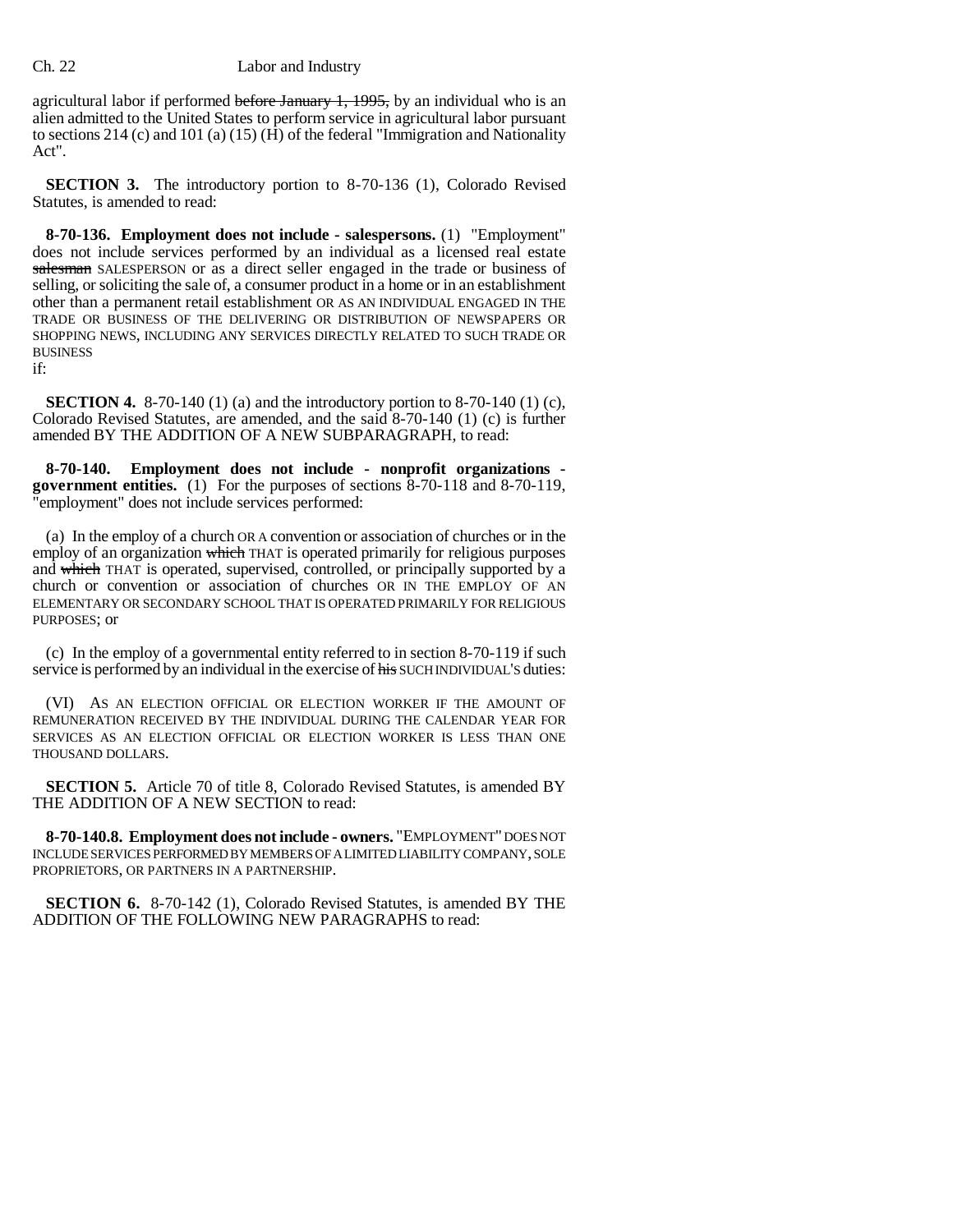agricultural labor if performed ~~before January 1, 1995,~~ by an individual who is an alien admitted to the United States to perform service in agricultural labor pursuant to sections 214 (c) and 101 (a) (15) (H) of the federal "Immigration and Nationality Act".

**SECTION 3.** The introductory portion to 8-70-136 (1), Colorado Revised Statutes, is amended to read:

**8-70-136. Employment does not include - salespersons.** (1) "Employment" does not include services performed by an individual as a licensed real estate ~~salesman~~ SALESPERSON or as a direct seller engaged in the trade or business of selling, or soliciting the sale of, a consumer product in a home or in an establishment other than a permanent retail establishment OR AS AN INDIVIDUAL ENGAGED IN THE TRADE OR BUSINESS OF THE DELIVERING OR DISTRIBUTION OF NEWSPAPERS OR SHOPPING NEWS, INCLUDING ANY SERVICES DIRECTLY RELATED TO SUCH TRADE OR BUSINESS if:

**SECTION 4.** 8-70-140 (1) (a) and the introductory portion to 8-70-140 (1) (c), Colorado Revised Statutes, are amended, and the said 8-70-140 (1) (c) is further amended BY THE ADDITION OF A NEW SUBPARAGRAPH, to read:

**8-70-140. Employment does not include - nonprofit organizations - government entities.** (1) For the purposes of sections 8-70-118 and 8-70-119, "employment" does not include services performed:

(a) In the employ of a church OR A convention or association of churches or in the employ of an organization ~~which~~ THAT is operated primarily for religious purposes and ~~which~~ THAT is operated, supervised, controlled, or principally supported by a church or convention or association of churches OR IN THE EMPLOY OF AN ELEMENTARY OR SECONDARY SCHOOL THAT IS OPERATED PRIMARILY FOR RELIGIOUS PURPOSES; or

(c) In the employ of a governmental entity referred to in section 8-70-119 if such service is performed by an individual in the exercise of ~~his~~ SUCH INDIVIDUAL'S duties:

(VI) AS AN ELECTION OFFICIAL OR ELECTION WORKER IF THE AMOUNT OF REMUNERATION RECEIVED BY THE INDIVIDUAL DURING THE CALENDAR YEAR FOR SERVICES AS AN ELECTION OFFICIAL OR ELECTION WORKER IS LESS THAN ONE THOUSAND DOLLARS.

**SECTION 5.** Article 70 of title 8, Colorado Revised Statutes, is amended BY THE ADDITION OF A NEW SECTION to read:

**8-70-140.8. Employment does not include - owners.** "EMPLOYMENT" DOES NOT INCLUDE SERVICES PERFORMED BY MEMBERS OF A LIMITED LIABILITY COMPANY, SOLE PROPRIETORS, OR PARTNERS IN A PARTNERSHIP.

**SECTION 6.** 8-70-142 (1), Colorado Revised Statutes, is amended BY THE ADDITION OF THE FOLLOWING NEW PARAGRAPHS to read: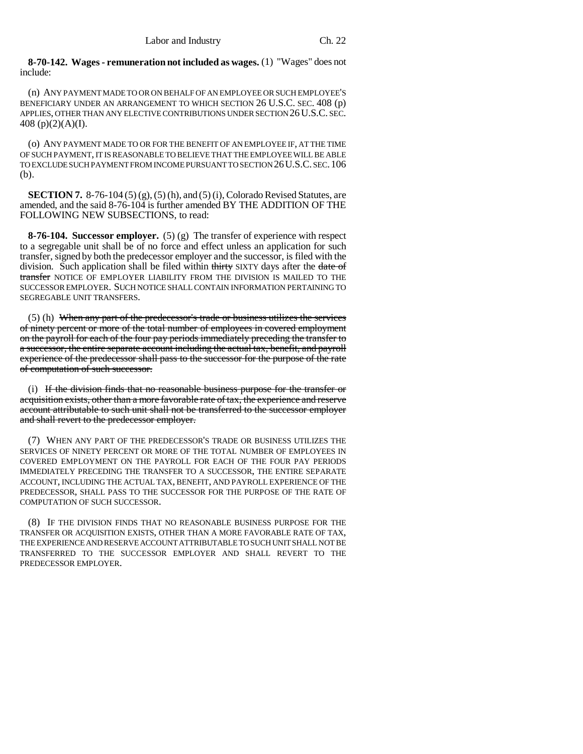**8-70-142. Wages - remuneration not included as wages.** (1) "Wages" does not include:

(n) ANY PAYMENT MADE TO OR ON BEHALF OF AN EMPLOYEE OR SUCH EMPLOYEE'S BENEFICIARY UNDER AN ARRANGEMENT TO WHICH SECTION 26 U.S.C. SEC. 408 (p) APPLIES, OTHER THAN ANY ELECTIVE CONTRIBUTIONS UNDER SECTION 26 U.S.C. SEC. 408 (p)(2)(A)(I).

(o) ANY PAYMENT MADE TO OR FOR THE BENEFIT OF AN EMPLOYEE IF, AT THE TIME OF SUCH PAYMENT, IT IS REASONABLE TO BELIEVE THAT THE EMPLOYEE WILL BE ABLE TO EXCLUDE SUCH PAYMENT FROM INCOME PURSUANT TO SECTION 26 U.S.C. SEC. 106 (b).

**SECTION 7.** 8-76-104 (5) (g), (5) (h), and (5) (i), Colorado Revised Statutes, are amended, and the said 8-76-104 is further amended BY THE ADDITION OF THE FOLLOWING NEW SUBSECTIONS, to read:

**8-76-104. Successor employer.** (5) (g) The transfer of experience with respect to a segregable unit shall be of no force and effect unless an application for such transfer, signed by both the predecessor employer and the successor, is filed with the division. Such application shall be filed within ~~thirty~~ SIXTY days after the ~~date of transfer~~ NOTICE OF EMPLOYER LIABILITY FROM THE DIVISION IS MAILED TO THE SUCCESSOR EMPLOYER. SUCH NOTICE SHALL CONTAIN INFORMATION PERTAINING TO SEGREGABLE UNIT TRANSFERS.

(5) (h) ~~When any part of the predecessor's trade or business utilizes the services of ninety percent or more of the total number of employees in covered employment on the payroll for each of the four pay periods immediately preceding the transfer to a successor, the entire separate account including the actual tax, benefit, and payroll experience of the predecessor shall pass to the successor for the purpose of the rate of computation of such successor.~~

(i) ~~If the division finds that no reasonable business purpose for the transfer or acquisition exists, other than a more favorable rate of tax, the experience and reserve account attributable to such unit shall not be transferred to the successor employer and shall revert to the predecessor employer.~~

(7) WHEN ANY PART OF THE PREDECESSOR'S TRADE OR BUSINESS UTILIZES THE SERVICES OF NINETY PERCENT OR MORE OF THE TOTAL NUMBER OF EMPLOYEES IN COVERED EMPLOYMENT ON THE PAYROLL FOR EACH OF THE FOUR PAY PERIODS IMMEDIATELY PRECEDING THE TRANSFER TO A SUCCESSOR, THE ENTIRE SEPARATE ACCOUNT, INCLUDING THE ACTUAL TAX, BENEFIT, AND PAYROLL EXPERIENCE OF THE PREDECESSOR, SHALL PASS TO THE SUCCESSOR FOR THE PURPOSE OF THE RATE OF COMPUTATION OF SUCH SUCCESSOR.

(8) IF THE DIVISION FINDS THAT NO REASONABLE BUSINESS PURPOSE FOR THE TRANSFER OR ACQUISITION EXISTS, OTHER THAN A MORE FAVORABLE RATE OF TAX, THE EXPERIENCE AND RESERVE ACCOUNT ATTRIBUTABLE TO SUCH UNIT SHALL NOT BE TRANSFERRED TO THE SUCCESSOR EMPLOYER AND SHALL REVERT TO THE PREDECESSOR EMPLOYER.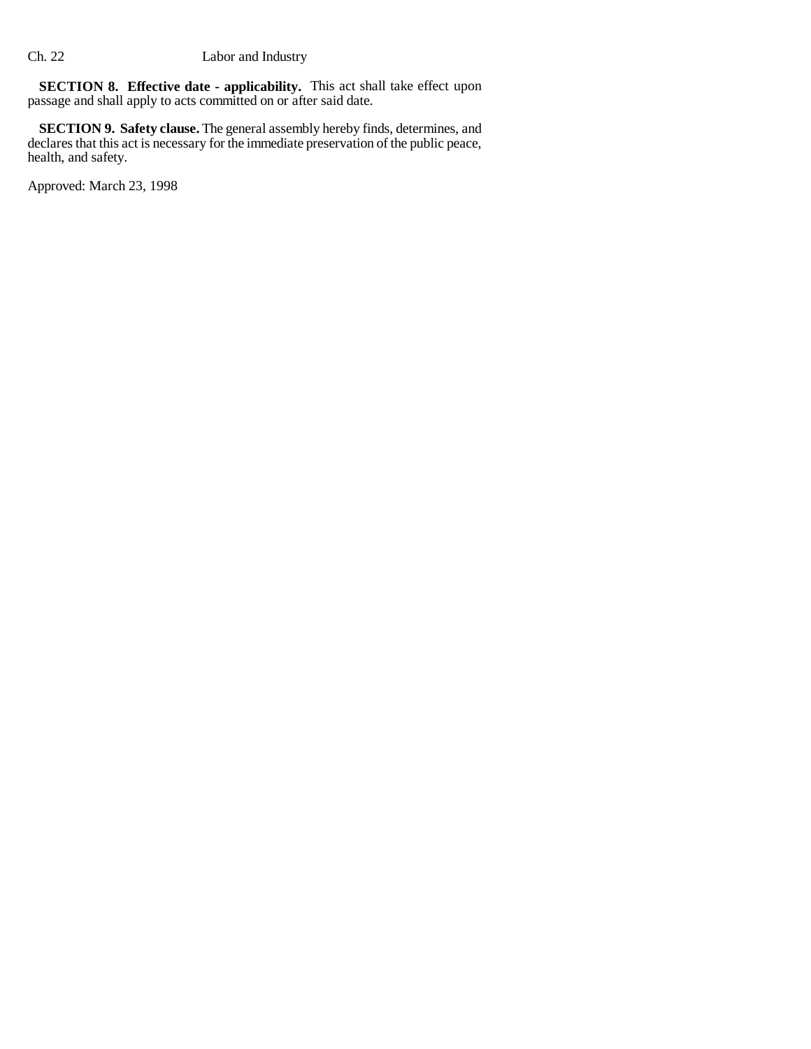**SECTION 8. Effective date - applicability.** This act shall take effect upon passage and shall apply to acts committed on or after said date.

**SECTION 9. Safety clause.** The general assembly hereby finds, determines, and declares that this act is necessary for the immediate preservation of the public peace, health, and safety.

Approved: March 23, 1998